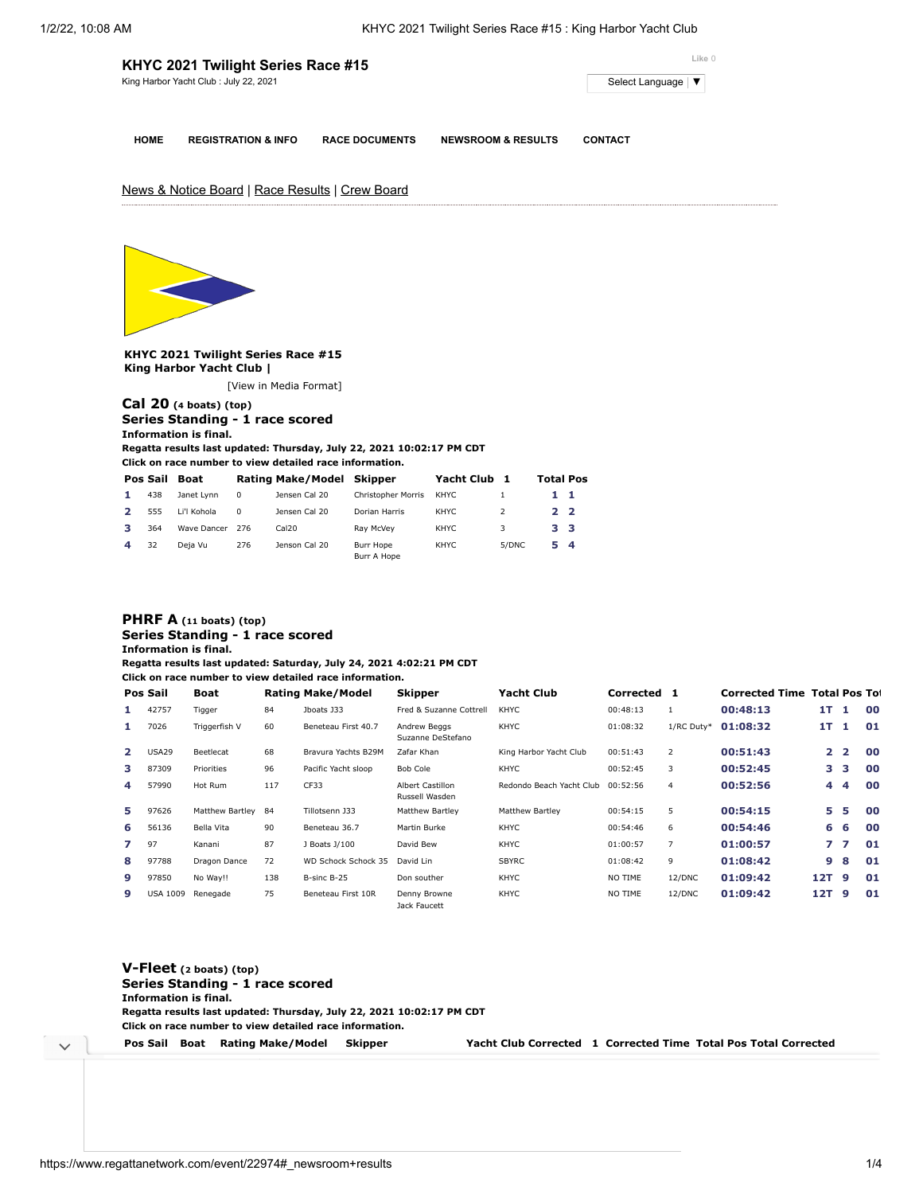# KHYC 2021 Twilight Series Race #15

King Harbor Yacht Club : July 22, 2021

Like 0

Select Language ▼

HOME REGISTRATION & INFO RACE DOCUMENTS NEWSROOM & RESULTS CONTACT

News & Notice Board | Race Results | Crew Board

**KHYC 2021 Twilight Series Race #15**
**King Harbor Yacht Club |**

[View in Media Format]

## Cal 20 (4 boats) (top)

### Series Standing - 1 race scored

**Information is final.**
**Regatta results last updated: Thursday, July 22, 2021 10:02:17 PM CDT**
**Click on race number to view detailed race information.**

| Pos | Sail | Boat | Rating | Make/Model | Skipper | Yacht Club | 1 | Total | Pos |
|---|---|---|---|---|---|---|---|---|---|
| 1 | 438 | Janet Lynn | 0 | Jensen Cal 20 | Christopher Morris | KHYC | 1 | 1 | 1 |
| 2 | 555 | Li'l Kohola | 0 | Jensen Cal 20 | Dorian Harris | KHYC | 2 | 2 | 2 |
| 3 | 364 | Wave Dancer | 276 | Cal20 | Ray McVey | KHYC | 3 | 3 | 3 |
| 4 | 32 | Deja Vu | 276 | Jenson Cal 20 | Burr Hope Burr A Hope | KHYC | 5/DNC | 5 | 4 |

## PHRF A (11 boats) (top)

### Series Standing - 1 race scored

**Information is final.**
**Regatta results last updated: Saturday, July 24, 2021 4:02:21 PM CDT**
**Click on race number to view detailed race information.**

| Pos | Sail | Boat | Rating | Make/Model | Skipper | Yacht Club | Corrected | 1 | Corrected Time | Total | Pos | Tot |
|---|---|---|---|---|---|---|---|---|---|---|---|---|
| 1 | 42757 | Tigger | 84 | Jboats J33 | Fred & Suzanne Cottrell | KHYC | 00:48:13 | 1 | 00:48:13 | 1T | 1 | 00 |
| 1 | 7026 | Triggerfish V | 60 | Beneteau First 40.7 | Andrew Beggs Suzanne DeStefano | KHYC | 01:08:32 | 1/RC Duty* | 01:08:32 | 1T | 1 | 01 |
| 2 | USA29 | Beetlecat | 68 | Bravura Yachts B29M | Zafar Khan | King Harbor Yacht Club | 00:51:43 | 2 | 00:51:43 | 2 | 2 | 00 |
| 3 | 87309 | Priorities | 96 | Pacific Yacht sloop | Bob Cole | KHYC | 00:52:45 | 3 | 00:52:45 | 3 | 3 | 00 |
| 4 | 57990 | Hot Rum | 117 | CF33 | Albert Castillon Russell Wasden | Redondo Beach Yacht Club | 00:52:56 | 4 | 00:52:56 | 4 | 4 | 00 |
| 5 | 97626 | Matthew Bartley | 84 | Tillotsenn J33 | Matthew Bartley | Matthew Bartley | 00:54:15 | 5 | 00:54:15 | 5 | 5 | 00 |
| 6 | 56136 | Bella Vita | 90 | Beneteau 36.7 | Martin Burke | KHYC | 00:54:46 | 6 | 00:54:46 | 6 | 6 | 00 |
| 7 | 97 | Kanani | 87 | J Boats J/100 | David Bew | KHYC | 01:00:57 | 7 | 01:00:57 | 7 | 7 | 01 |
| 8 | 97788 | Dragon Dance | 72 | WD Schock Schock 35 | David Lin | SBYRC | 01:08:42 | 9 | 01:08:42 | 9 | 8 | 01 |
| 9 | 97850 | No Way!! | 138 | B-sinc B-25 | Don souther | KHYC | NO TIME | 12/DNC | 01:09:42 | 12T | 9 | 01 |
| 9 | USA 1009 | Renegade | 75 | Beneteau First 10R | Denny Browne Jack Faucett | KHYC | NO TIME | 12/DNC | 01:09:42 | 12T | 9 | 01 |

## V-Fleet (2 boats) (top)

### Series Standing - 1 race scored

**Information is final.**
**Regatta results last updated: Thursday, July 22, 2021 10:02:17 PM CDT**
**Click on race number to view detailed race information.**

| Pos | Sail | Boat | Rating | Make/Model | Skipper | Yacht Club | Corrected | 1 | Corrected Time | Total | Pos | Total Corrected |
|---|---|---|---|---|---|---|---|---|---|---|---|---|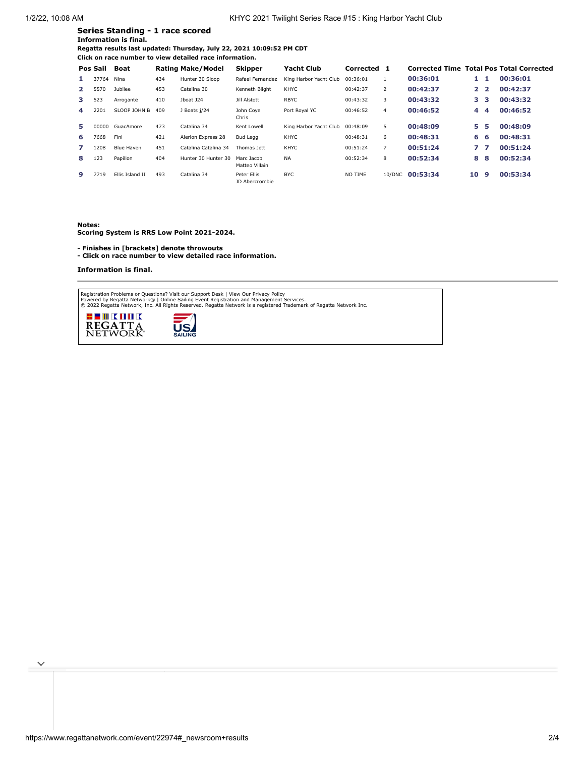## Series Standing - 1 race scored

**Information is final.**

**Regatta results last updated: Thursday, July 22, 2021 10:09:52 PM CDT**

**Click on race number to view detailed race information.**

| Pos | Sail | Boat | Rating | Make/Model | Skipper | Yacht Club | Corrected | 1 | Corrected Time | Total | Pos | Total Corrected |
|---|---|---|---|---|---|---|---|---|---|---|---|---|
| 1 | 37764 | Nina | 434 | Hunter 30 Sloop | Rafael Fernandez | King Harbor Yacht Club | 00:36:01 | 1 | 00:36:01 | 1 | 1 | 00:36:01 |
| 2 | 5570 | Jubilee | 453 | Catalina 30 | Kenneth Blight | KHYC | 00:42:37 | 2 | 00:42:37 | 2 | 2 | 00:42:37 |
| 3 | 523 | Arrogante | 410 | Jboat J24 | Jill Alstott | RBYC | 00:43:32 | 3 | 00:43:32 | 3 | 3 | 00:43:32 |
| 4 | 2201 | SLOOP JOHN B | 409 | J Boats j/24 | John Coye Chris | Port Royal YC | 00:46:52 | 4 | 00:46:52 | 4 | 4 | 00:46:52 |
| 5 | 00000 | GuacAmore | 473 | Catalina 34 | Kent Lowell | King Harbor Yacht Club | 00:48:09 | 5 | 00:48:09 | 5 | 5 | 00:48:09 |
| 6 | 7668 | Fini | 421 | Alerion Express 28 | Bud Legg | KHYC | 00:48:31 | 6 | 00:48:31 | 6 | 6 | 00:48:31 |
| 7 | 1208 | Blue Haven | 451 | Catalina Catalina 34 | Thomas Jett | KHYC | 00:51:24 | 7 | 00:51:24 | 7 | 7 | 00:51:24 |
| 8 | 123 | Papillon | 404 | Hunter 30 Hunter 30 | Marc Jacob Matteo Villain | NA | 00:52:34 | 8 | 00:52:34 | 8 | 8 | 00:52:34 |
| 9 | 7719 | Ellis Island II | 493 | Catalina 34 | Peter Ellis JD Abercrombie | BYC | NO TIME | 10/DNC | 00:53:34 | 10 | 9 | 00:53:34 |

**Notes:**
**Scoring System is RRS Low Point 2021-2024.**

**- Finishes in [brackets] denote throwouts**
**- Click on race number to view detailed race information.**

**Information is final.**

Registration Problems or Questions? Visit our Support Desk | View Our Privacy Policy
Powered by Regatta Network® | Online Sailing Event Registration and Management Services.
© 2022 Regatta Network, Inc. All Rights Reserved. Regatta Network is a registered Trademark of Regatta Network Inc.

REGATTA NETWORK

US SAILING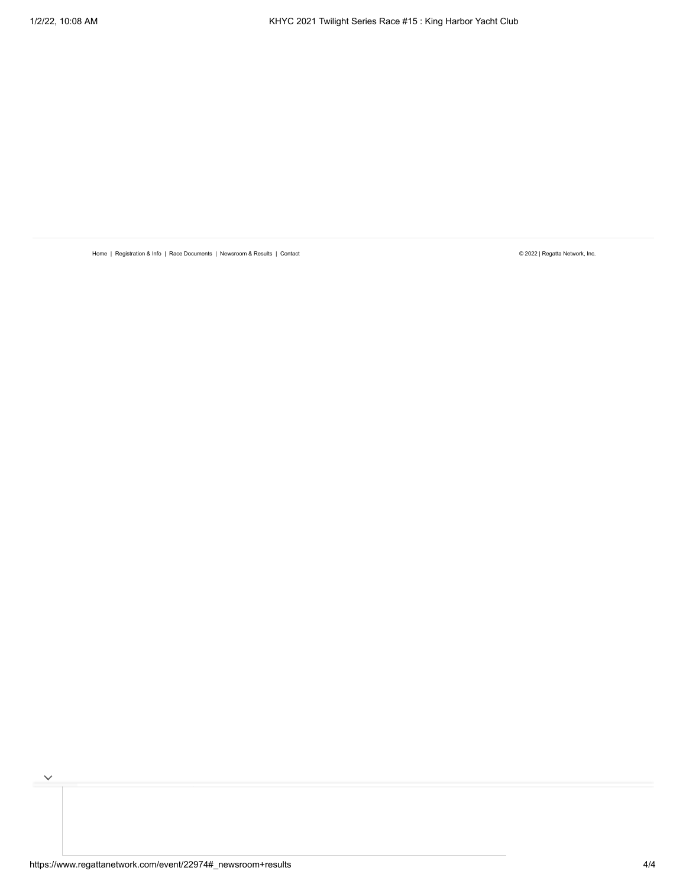Home | Registration & Info | Race Documents | Newsroom & Results | Contact

© 2022 | Regatta Network, Inc.